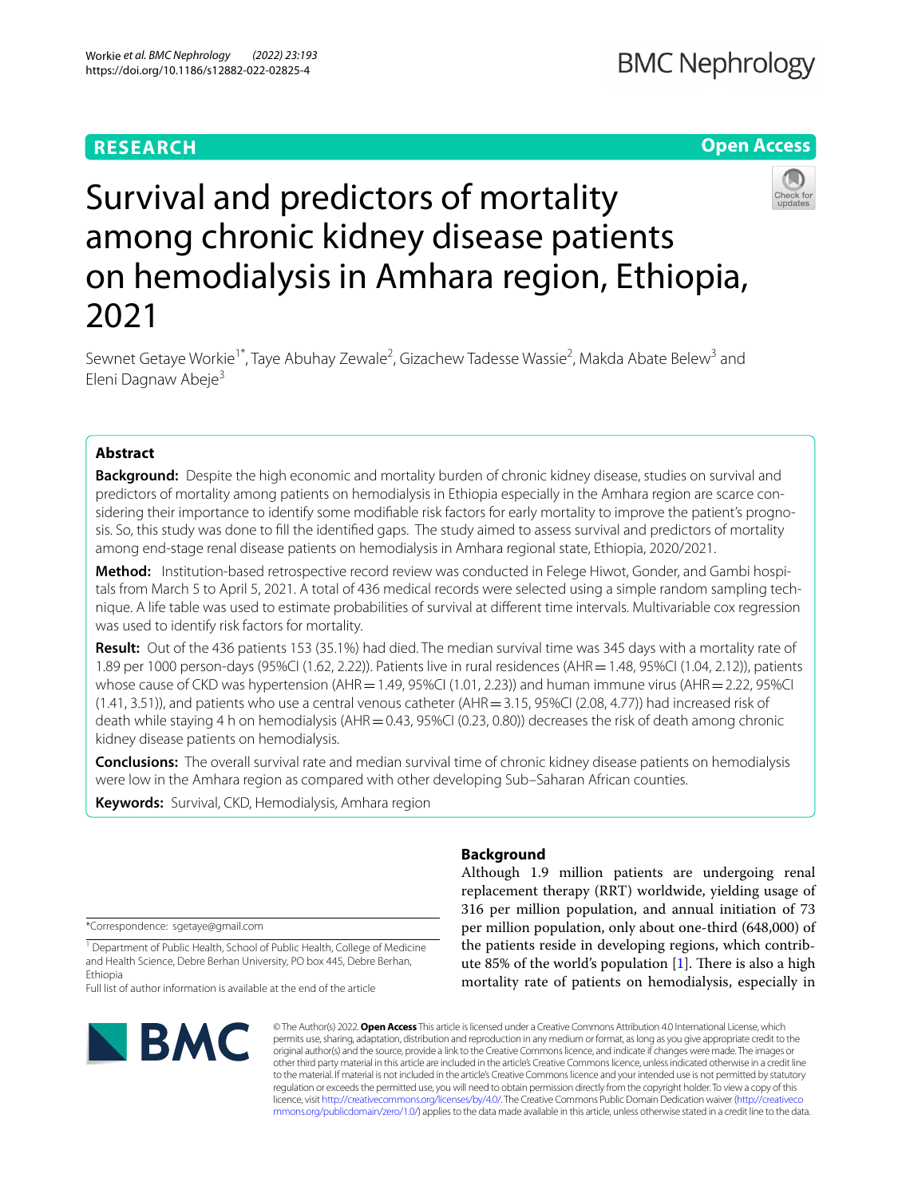**RESEARCH** | **Open Access**

# Survival and predictors of mortality among chronic kidney disease patients on hemodialysis in Amhara region, Ethiopia, 2021

Sewnet Getaye Workie[1*], Taye Abuhay Zewale[2], Gizachew Tadesse Wassie[2], Makda Abate Belew[3] and Eleni Dagnaw Abeje[3]

## Abstract

**Background:** Despite the high economic and mortality burden of chronic kidney disease, studies on survival and predictors of mortality among patients on hemodialysis in Ethiopia especially in the Amhara region are scarce considering their importance to identify some modifiable risk factors for early mortality to improve the patient's prognosis. So, this study was done to fill the identified gaps. The study aimed to assess survival and predictors of mortality among end-stage renal disease patients on hemodialysis in Amhara regional state, Ethiopia, 2020/2021.

**Method:** Institution-based retrospective record review was conducted in Felege Hiwot, Gonder, and Gambi hospitals from March 5 to April 5, 2021. A total of 436 medical records were selected using a simple random sampling technique. A life table was used to estimate probabilities of survival at different time intervals. Multivariable cox regression was used to identify risk factors for mortality.

**Result:** Out of the 436 patients 153 (35.1%) had died. The median survival time was 345 days with a mortality rate of 1.89 per 1000 person-days (95%CI (1.62, 2.22)). Patients live in rural residences (AHR = 1.48, 95%CI (1.04, 2.12)), patients whose cause of CKD was hypertension (AHR = 1.49, 95%CI (1.01, 2.23)) and human immune virus (AHR = 2.22, 95%CI (1.41, 3.51)), and patients who use a central venous catheter (AHR = 3.15, 95%CI (2.08, 4.77)) had increased risk of death while staying 4 h on hemodialysis (AHR = 0.43, 95%CI (0.23, 0.80)) decreases the risk of death among chronic kidney disease patients on hemodialysis.

**Conclusions:** The overall survival rate and median survival time of chronic kidney disease patients on hemodialysis were low in the Amhara region as compared with other developing Sub–Saharan African counties.

**Keywords:** Survival, CKD, Hemodialysis, Amhara region

## Background

Although 1.9 million patients are undergoing renal replacement therapy (RRT) worldwide, yielding usage of 316 per million population, and annual initiation of 73 per million population, only about one-third (648,000) of the patients reside in developing regions, which contribute 85% of the world's population [1]. There is also a high mortality rate of patients on hemodialysis, especially in

*Correspondence: sgetaye@gmail.com

[1] Department of Public Health, School of Public Health, College of Medicine and Health Science, Debre Berhan University, PO box 445, Debre Berhan, Ethiopia

Full list of author information is available at the end of the article

© The Author(s) 2022. **Open Access** This article is licensed under a Creative Commons Attribution 4.0 International License, which permits use, sharing, adaptation, distribution and reproduction in any medium or format, as long as you give appropriate credit to the original author(s) and the source, provide a link to the Creative Commons licence, and indicate if changes were made. The images or other third party material in this article are included in the article's Creative Commons licence, unless indicated otherwise in a credit line to the material. If material is not included in the article's Creative Commons licence and your intended use is not permitted by statutory regulation or exceeds the permitted use, you will need to obtain permission directly from the copyright holder. To view a copy of this licence, visit http://creativecommons.org/licenses/by/4.0/. The Creative Commons Public Domain Dedication waiver (http://creativecommons.org/publicdomain/zero/1.0/) applies to the data made available in this article, unless otherwise stated in a credit line to the data.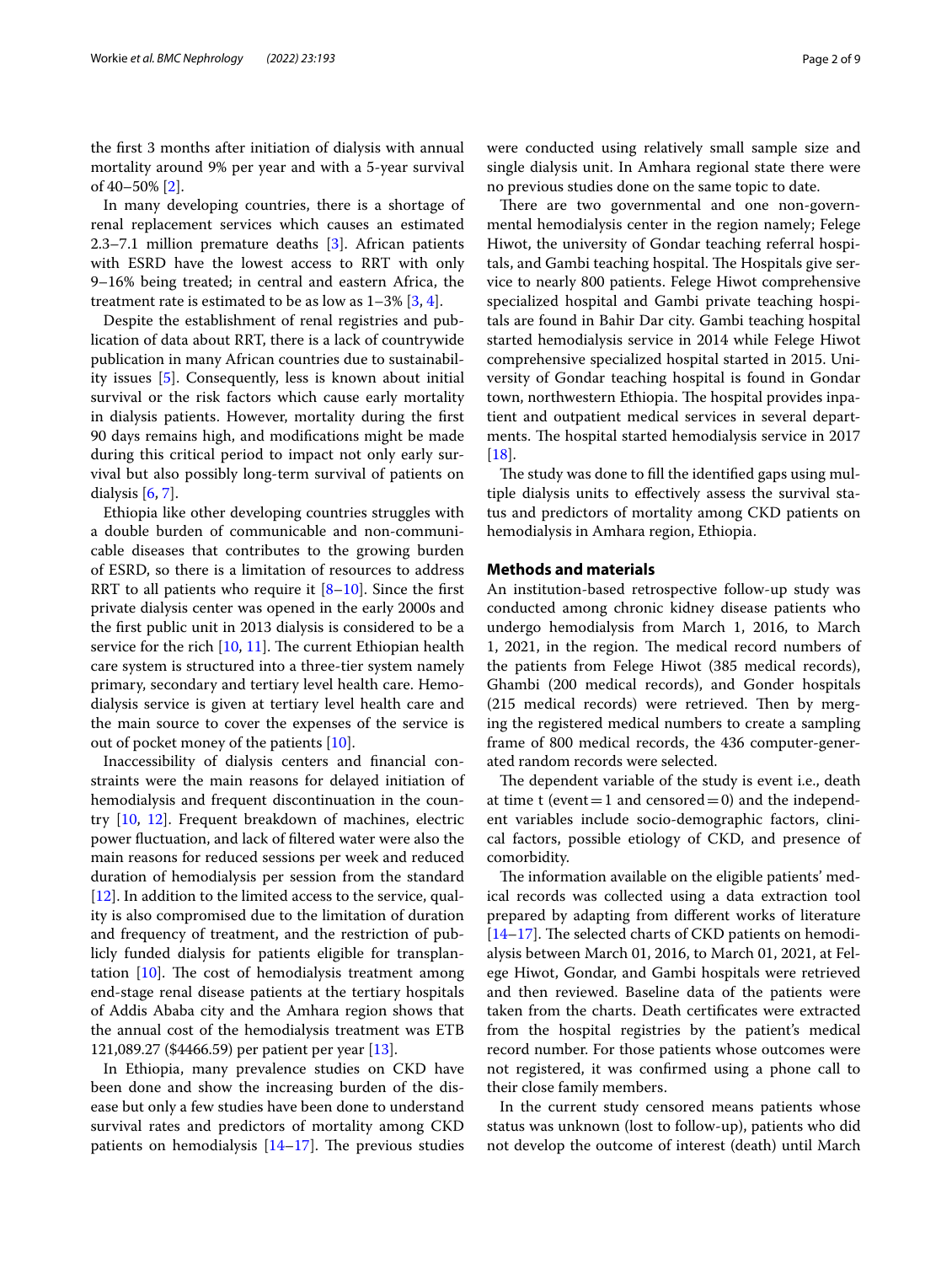the first 3 months after initiation of dialysis with annual mortality around 9% per year and with a 5-year survival of 40–50% [2].

In many developing countries, there is a shortage of renal replacement services which causes an estimated 2.3–7.1 million premature deaths [3]. African patients with ESRD have the lowest access to RRT with only 9–16% being treated; in central and eastern Africa, the treatment rate is estimated to be as low as 1–3% [3, 4].

Despite the establishment of renal registries and publication of data about RRT, there is a lack of countrywide publication in many African countries due to sustainability issues [5]. Consequently, less is known about initial survival or the risk factors which cause early mortality in dialysis patients. However, mortality during the first 90 days remains high, and modifications might be made during this critical period to impact not only early survival but also possibly long-term survival of patients on dialysis [6, 7].

Ethiopia like other developing countries struggles with a double burden of communicable and non-communicable diseases that contributes to the growing burden of ESRD, so there is a limitation of resources to address RRT to all patients who require it [8–10]. Since the first private dialysis center was opened in the early 2000s and the first public unit in 2013 dialysis is considered to be a service for the rich [10, 11]. The current Ethiopian health care system is structured into a three-tier system namely primary, secondary and tertiary level health care. Hemodialysis service is given at tertiary level health care and the main source to cover the expenses of the service is out of pocket money of the patients [10].

Inaccessibility of dialysis centers and financial constraints were the main reasons for delayed initiation of hemodialysis and frequent discontinuation in the country [10, 12]. Frequent breakdown of machines, electric power fluctuation, and lack of filtered water were also the main reasons for reduced sessions per week and reduced duration of hemodialysis per session from the standard [12]. In addition to the limited access to the service, quality is also compromised due to the limitation of duration and frequency of treatment, and the restriction of publicly funded dialysis for patients eligible for transplantation [10]. The cost of hemodialysis treatment among end-stage renal disease patients at the tertiary hospitals of Addis Ababa city and the Amhara region shows that the annual cost of the hemodialysis treatment was ETB 121,089.27 ($4466.59) per patient per year [13].

In Ethiopia, many prevalence studies on CKD have been done and show the increasing burden of the disease but only a few studies have been done to understand survival rates and predictors of mortality among CKD patients on hemodialysis [14–17]. The previous studies were conducted using relatively small sample size and single dialysis unit. In Amhara regional state there were no previous studies done on the same topic to date.

There are two governmental and one non-governmental hemodialysis center in the region namely; Felege Hiwot, the university of Gondar teaching referral hospitals, and Gambi teaching hospital. The Hospitals give service to nearly 800 patients. Felege Hiwot comprehensive specialized hospital and Gambi private teaching hospitals are found in Bahir Dar city. Gambi teaching hospital started hemodialysis service in 2014 while Felege Hiwot comprehensive specialized hospital started in 2015. University of Gondar teaching hospital is found in Gondar town, northwestern Ethiopia. The hospital provides inpatient and outpatient medical services in several departments. The hospital started hemodialysis service in 2017 [18].

The study was done to fill the identified gaps using multiple dialysis units to effectively assess the survival status and predictors of mortality among CKD patients on hemodialysis in Amhara region, Ethiopia.

## Methods and materials

An institution-based retrospective follow-up study was conducted among chronic kidney disease patients who undergo hemodialysis from March 1, 2016, to March 1, 2021, in the region. The medical record numbers of the patients from Felege Hiwot (385 medical records), Ghambi (200 medical records), and Gonder hospitals (215 medical records) were retrieved. Then by merging the registered medical numbers to create a sampling frame of 800 medical records, the 436 computer-generated random records were selected.

The dependent variable of the study is event i.e., death at time t (event = 1 and censored = 0) and the independent variables include socio-demographic factors, clinical factors, possible etiology of CKD, and presence of comorbidity.

The information available on the eligible patients' medical records was collected using a data extraction tool prepared by adapting from different works of literature [14–17]. The selected charts of CKD patients on hemodialysis between March 01, 2016, to March 01, 2021, at Felege Hiwot, Gondar, and Gambi hospitals were retrieved and then reviewed. Baseline data of the patients were taken from the charts. Death certificates were extracted from the hospital registries by the patient's medical record number. For those patients whose outcomes were not registered, it was confirmed using a phone call to their close family members.

In the current study censored means patients whose status was unknown (lost to follow-up), patients who did not develop the outcome of interest (death) until March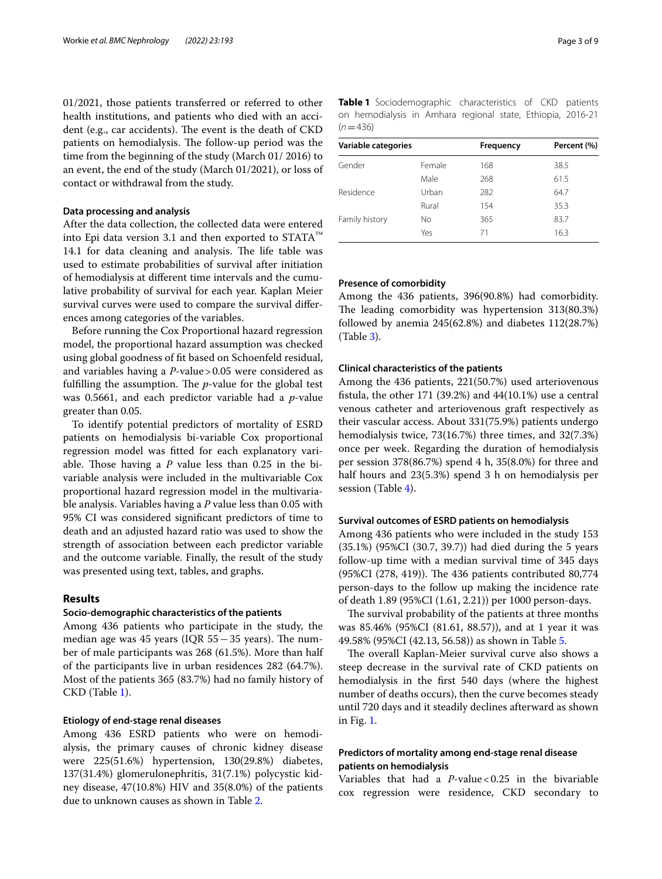01/2021, those patients transferred or referred to other health institutions, and patients who died with an accident (e.g., car accidents). The event is the death of CKD patients on hemodialysis. The follow-up period was the time from the beginning of the study (March 01/ 2016) to an event, the end of the study (March 01/2021), or loss of contact or withdrawal from the study.

#### Data processing and analysis

After the data collection, the collected data were entered into Epi data version 3.1 and then exported to STATA™ 14.1 for data cleaning and analysis. The life table was used to estimate probabilities of survival after initiation of hemodialysis at different time intervals and the cumulative probability of survival for each year. Kaplan Meier survival curves were used to compare the survival differences among categories of the variables.

Before running the Cox Proportional hazard regression model, the proportional hazard assumption was checked using global goodness of fit based on Schoenfeld residual, and variables having a $P$-value > 0.05 were considered as fulfilling the assumption. The $p$-value for the global test was 0.5661, and each predictor variable had a $p$-value greater than 0.05.

To identify potential predictors of mortality of ESRD patients on hemodialysis bi-variable Cox proportional regression model was fitted for each explanatory variable. Those having a $P$ value less than 0.25 in the bi-variable analysis were included in the multivariable Cox proportional hazard regression model in the multivariable analysis. Variables having a $P$ value less than 0.05 with 95% CI was considered significant predictors of time to death and an adjusted hazard ratio was used to show the strength of association between each predictor variable and the outcome variable. Finally, the result of the study was presented using text, tables, and graphs.

## Results

#### Socio-demographic characteristics of the patients

Among 436 patients who participate in the study, the median age was 45 years (IQR 55 − 35 years). The number of male participants was 268 (61.5%). More than half of the participants live in urban residences 282 (64.7%). Most of the patients 365 (83.7%) had no family history of CKD (Table 1).

**Table 1** Sociodemographic characteristics of CKD patients on hemodialysis in Amhara regional state, Ethiopia, 2016-21 ($n$ = 436)

| Variable categories | | Frequency | Percent (%) |
|---|---|---|---|
| Gender | Female | 168 | 38.5 |
| | Male | 268 | 61.5 |
| Residence | Urban | 282 | 64.7 |
| | Rural | 154 | 35.3 |
| Family history | No | 365 | 83.7 |
| | Yes | 71 | 16.3 |

#### Etiology of end-stage renal diseases

Among 436 ESRD patients who were on hemodialysis, the primary causes of chronic kidney disease were 225(51.6%) hypertension, 130(29.8%) diabetes, 137(31.4%) glomerulonephritis, 31(7.1%) polycystic kidney disease, 47(10.8%) HIV and 35(8.0%) of the patients due to unknown causes as shown in Table 2.

#### Presence of comorbidity

Among the 436 patients, 396(90.8%) had comorbidity. The leading comorbidity was hypertension 313(80.3%) followed by anemia 245(62.8%) and diabetes 112(28.7%) (Table 3).

#### Clinical characteristics of the patients

Among the 436 patients, 221(50.7%) used arteriovenous fistula, the other 171 (39.2%) and 44(10.1%) use a central venous catheter and arteriovenous graft respectively as their vascular access. About 331(75.9%) patients undergo hemodialysis twice, 73(16.7%) three times, and 32(7.3%) once per week. Regarding the duration of hemodialysis per session 378(86.7%) spend 4 h, 35(8.0%) for three and half hours and 23(5.3%) spend 3 h on hemodialysis per session (Table 4).

#### Survival outcomes of ESRD patients on hemodialysis

Among 436 patients who were included in the study 153 (35.1%) (95%CI (30.7, 39.7)) had died during the 5 years follow-up time with a median survival time of 345 days (95%CI (278, 419)). The 436 patients contributed 80,774 person-days to the follow up making the incidence rate of death 1.89 (95%CI (1.61, 2.21)) per 1000 person-days.

The survival probability of the patients at three months was 85.46% (95%CI (81.61, 88.57)), and at 1 year it was 49.58% (95%CI (42.13, 56.58)) as shown in Table 5.

The overall Kaplan-Meier survival curve also shows a steep decrease in the survival rate of CKD patients on hemodialysis in the first 540 days (where the highest number of deaths occurs), then the curve becomes steady until 720 days and it steadily declines afterward as shown in Fig. 1.

#### Predictors of mortality among end-stage renal disease patients on hemodialysis

Variables that had a $P$-value < 0.25 in the bivariable cox regression were residence, CKD secondary to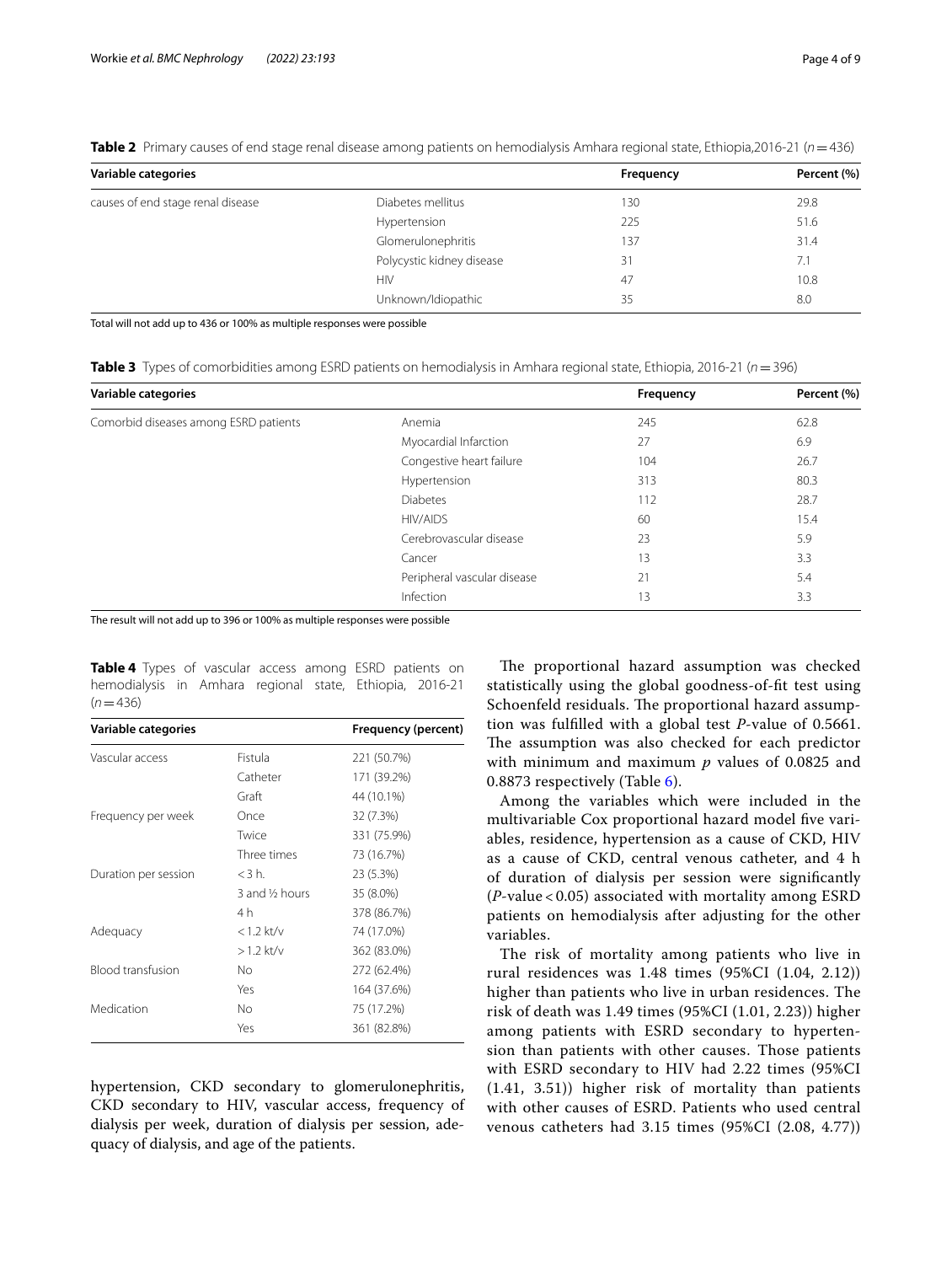**Table 2** Primary causes of end stage renal disease among patients on hemodialysis Amhara regional state, Ethiopia,2016-21 ($n = 436$)

| Variable categories | | Frequency | Percent (%) |
|---|---|---|---|
| causes of end stage renal disease | Diabetes mellitus | 130 | 29.8 |
| | Hypertension | 225 | 51.6 |
| | Glomerulonephritis | 137 | 31.4 |
| | Polycystic kidney disease | 31 | 7.1 |
| | HIV | 47 | 10.8 |
| | Unknown/Idiopathic | 35 | 8.0 |

Total will not add up to 436 or 100% as multiple responses were possible

**Table 3** Types of comorbidities among ESRD patients on hemodialysis in Amhara regional state, Ethiopia, 2016-21 ($n = 396$)

| Variable categories | | Frequency | Percent (%) |
|---|---|---|---|
| Comorbid diseases among ESRD patients | Anemia | 245 | 62.8 |
| | Myocardial Infarction | 27 | 6.9 |
| | Congestive heart failure | 104 | 26.7 |
| | Hypertension | 313 | 80.3 |
| | Diabetes | 112 | 28.7 |
| | HIV/AIDS | 60 | 15.4 |
| | Cerebrovascular disease | 23 | 5.9 |
| | Cancer | 13 | 3.3 |
| | Peripheral vascular disease | 21 | 5.4 |
| | Infection | 13 | 3.3 |

The result will not add up to 396 or 100% as multiple responses were possible

**Table 4** Types of vascular access among ESRD patients on hemodialysis in Amhara regional state, Ethiopia, 2016-21 ($n = 436$)

| Variable categories | | Frequency (percent) |
|---|---|---|
| Vascular access | Fistula | 221 (50.7%) |
| | Catheter | 171 (39.2%) |
| | Graft | 44 (10.1%) |
| Frequency per week | Once | 32 (7.3%) |
| | Twice | 331 (75.9%) |
| | Three times | 73 (16.7%) |
| Duration per session | < 3 h. | 23 (5.3%) |
| | 3 and ½ hours | 35 (8.0%) |
| | 4 h | 378 (86.7%) |
| Adequacy | < 1.2 kt/v | 74 (17.0%) |
| | > 1.2 kt/v | 362 (83.0%) |
| Blood transfusion | No | 272 (62.4%) |
| | Yes | 164 (37.6%) |
| Medication | No | 75 (17.2%) |
| | Yes | 361 (82.8%) |

hypertension, CKD secondary to glomerulonephritis, CKD secondary to HIV, vascular access, frequency of dialysis per week, duration of dialysis per session, adequacy of dialysis, and age of the patients.

The proportional hazard assumption was checked statistically using the global goodness-of-fit test using Schoenfeld residuals. The proportional hazard assumption was fulfilled with a global test *P*-value of 0.5661. The assumption was also checked for each predictor with minimum and maximum *p* values of 0.0825 and 0.8873 respectively (Table 6).

Among the variables which were included in the multivariable Cox proportional hazard model five variables, residence, hypertension as a cause of CKD, HIV as a cause of CKD, central venous catheter, and 4 h of duration of dialysis per session were significantly ($P$-value < 0.05) associated with mortality among ESRD patients on hemodialysis after adjusting for the other variables.

The risk of mortality among patients who live in rural residences was 1.48 times (95%CI (1.04, 2.12)) higher than patients who live in urban residences. The risk of death was 1.49 times (95%CI (1.01, 2.23)) higher among patients with ESRD secondary to hypertension than patients with other causes. Those patients with ESRD secondary to HIV had 2.22 times (95%CI (1.41, 3.51)) higher risk of mortality than patients with other causes of ESRD. Patients who used central venous catheters had 3.15 times (95%CI (2.08, 4.77))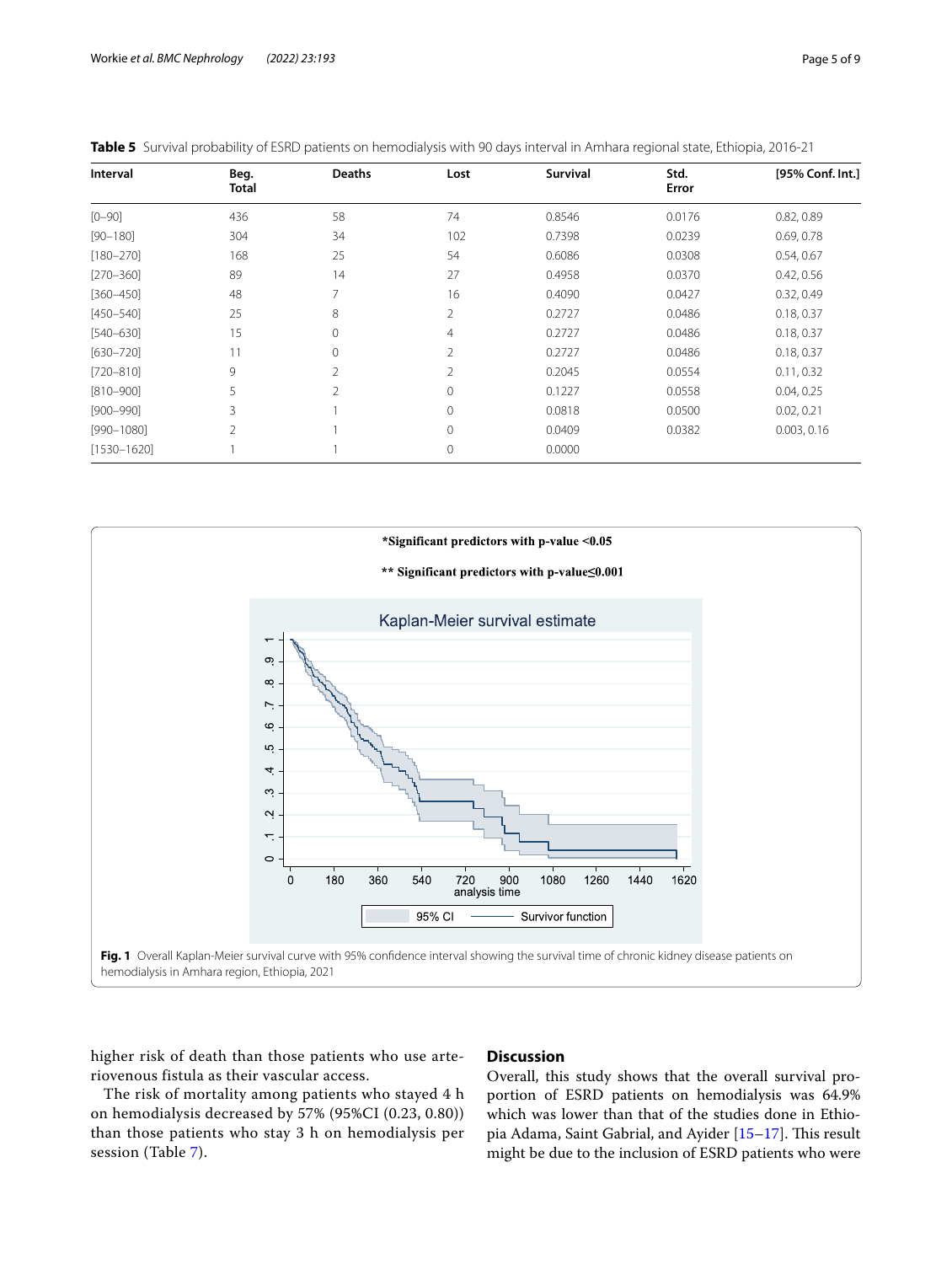**Table 5** Survival probability of ESRD patients on hemodialysis with 90 days interval in Amhara regional state, Ethiopia, 2016-21

| Interval | Beg. Total | Deaths | Lost | Survival | Std. Error | [95% Conf. Int.] |
|---|---|---|---|---|---|---|
| [0–90] | 436 | 58 | 74 | 0.8546 | 0.0176 | 0.82, 0.89 |
| [90–180] | 304 | 34 | 102 | 0.7398 | 0.0239 | 0.69, 0.78 |
| [180–270] | 168 | 25 | 54 | 0.6086 | 0.0308 | 0.54, 0.67 |
| [270–360] | 89 | 14 | 27 | 0.4958 | 0.0370 | 0.42, 0.56 |
| [360–450] | 48 | 7 | 16 | 0.4090 | 0.0427 | 0.32, 0.49 |
| [450–540] | 25 | 8 | 2 | 0.2727 | 0.0486 | 0.18, 0.37 |
| [540–630] | 15 | 0 | 4 | 0.2727 | 0.0486 | 0.18, 0.37 |
| [630–720] | 11 | 0 | 2 | 0.2727 | 0.0486 | 0.18, 0.37 |
| [720–810] | 9 | 2 | 2 | 0.2045 | 0.0554 | 0.11, 0.32 |
| [810–900] | 5 | 2 | 0 | 0.1227 | 0.0558 | 0.04, 0.25 |
| [900–990] | 3 | 1 | 0 | 0.0818 | 0.0500 | 0.02, 0.21 |
| [990–1080] | 2 | 1 | 0 | 0.0409 | 0.0382 | 0.003, 0.16 |
| [1530–1620] | 1 | 1 | 0 | 0.0000 | | |

**Significant predictors with p-value <0.05

*** Significant predictors with p-value≤0.001

**Fig. 1** Overall Kaplan-Meier survival curve with 95% confidence interval showing the survival time of chronic kidney disease patients on hemodialysis in Amhara region, Ethiopia, 2021

higher risk of death than those patients who use arteriovenous fistula as their vascular access.

The risk of mortality among patients who stayed 4 h on hemodialysis decreased by 57% (95%CI (0.23, 0.80)) than those patients who stay 3 h on hemodialysis per session (Table 7).

## Discussion

Overall, this study shows that the overall survival proportion of ESRD patients on hemodialysis was 64.9% which was lower than that of the studies done in Ethiopia Adama, Saint Gabrial, and Ayider [15–17]. This result might be due to the inclusion of ESRD patients who were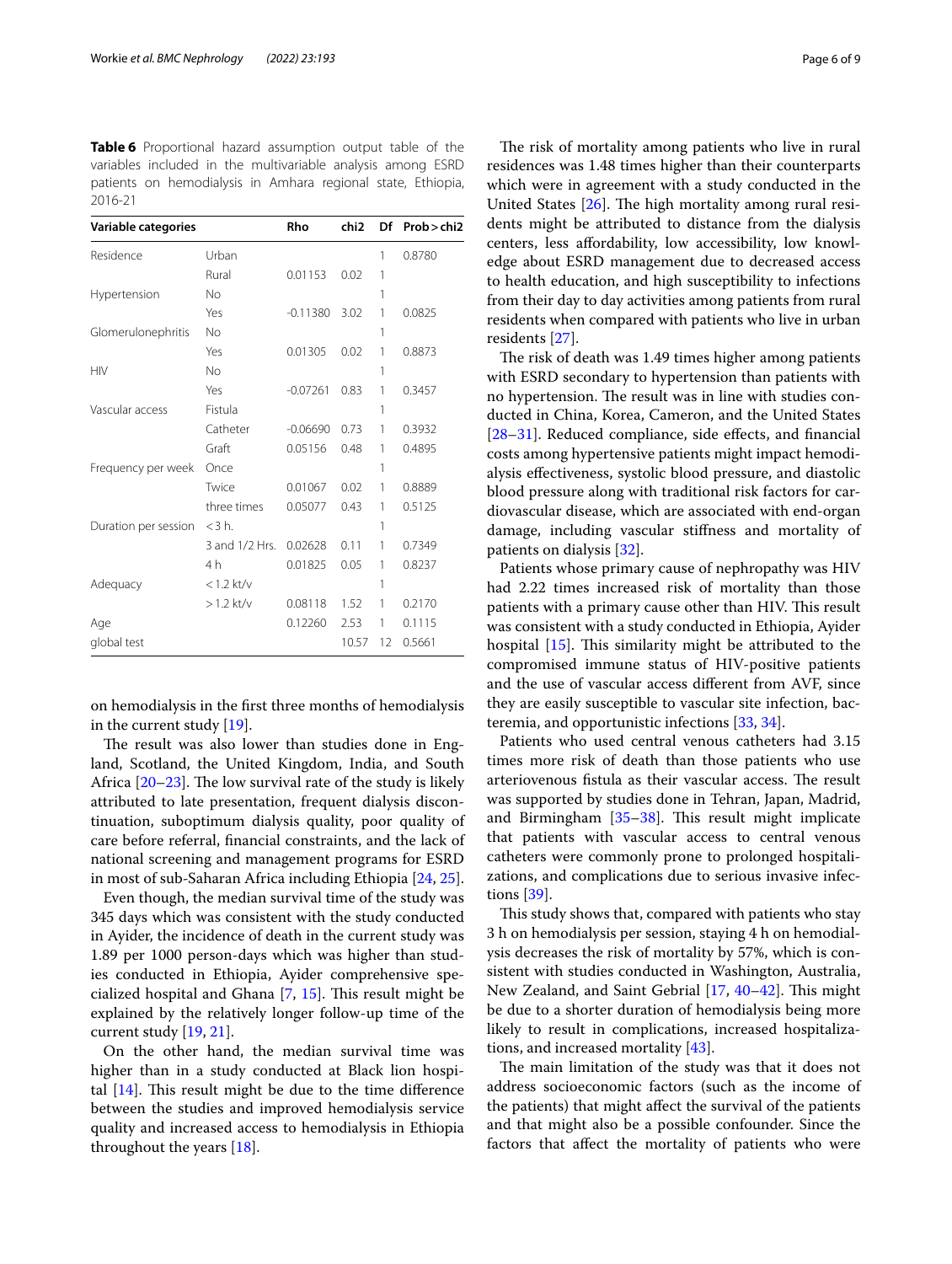**Table 6** Proportional hazard assumption output table of the variables included in the multivariable analysis among ESRD patients on hemodialysis in Amhara regional state, Ethiopia, 2016-21

| Variable categories | | Rho | chi2 | Df | Prob > chi2 |
|---|---|---|---|---|---|
| Residence | Urban | | | 1 | 0.8780 |
| | Rural | 0.01153 | 0.02 | 1 | |
| Hypertension | No | | | 1 | |
| | Yes | -0.11380 | 3.02 | 1 | 0.0825 |
| Glomerulonephritis | No | | | 1 | |
| | Yes | 0.01305 | 0.02 | 1 | 0.8873 |
| HIV | No | | | 1 | |
| | Yes | -0.07261 | 0.83 | 1 | 0.3457 |
| Vascular access | Fistula | | | 1 | |
| | Catheter | -0.06690 | 0.73 | 1 | 0.3932 |
| | Graft | 0.05156 | 0.48 | 1 | 0.4895 |
| Frequency per week | Once | | | 1 | |
| | Twice | 0.01067 | 0.02 | 1 | 0.8889 |
| | three times | 0.05077 | 0.43 | 1 | 0.5125 |
| Duration per session | <3 h. | | | 1 | |
| | 3 and 1/2 Hrs. | 0.02628 | 0.11 | 1 | 0.7349 |
| | 4 h | 0.01825 | 0.05 | 1 | 0.8237 |
| Adequacy | <1.2 kt/v | | | 1 | |
| | >1.2 kt/v | 0.08118 | 1.52 | 1 | 0.2170 |
| Age | | 0.12260 | 2.53 | 1 | 0.1115 |
| global test | | | 10.57 | 12 | 0.5661 |

on hemodialysis in the first three months of hemodialysis in the current study [19].

The result was also lower than studies done in England, Scotland, the United Kingdom, India, and South Africa [20–23]. The low survival rate of the study is likely attributed to late presentation, frequent dialysis discontinuation, suboptimum dialysis quality, poor quality of care before referral, financial constraints, and the lack of national screening and management programs for ESRD in most of sub-Saharan Africa including Ethiopia [24, 25].

Even though, the median survival time of the study was 345 days which was consistent with the study conducted in Ayider, the incidence of death in the current study was 1.89 per 1000 person-days which was higher than studies conducted in Ethiopia, Ayider comprehensive specialized hospital and Ghana [7, 15]. This result might be explained by the relatively longer follow-up time of the current study [19, 21].

On the other hand, the median survival time was higher than in a study conducted at Black lion hospital [14]. This result might be due to the time difference between the studies and improved hemodialysis service quality and increased access to hemodialysis in Ethiopia throughout the years [18].

The risk of mortality among patients who live in rural residences was 1.48 times higher than their counterparts which were in agreement with a study conducted in the United States [26]. The high mortality among rural residents might be attributed to distance from the dialysis centers, less affordability, low accessibility, low knowledge about ESRD management due to decreased access to health education, and high susceptibility to infections from their day to day activities among patients from rural residents when compared with patients who live in urban residents [27].

The risk of death was 1.49 times higher among patients with ESRD secondary to hypertension than patients with no hypertension. The result was in line with studies conducted in China, Korea, Cameron, and the United States [28–31]. Reduced compliance, side effects, and financial costs among hypertensive patients might impact hemodialysis effectiveness, systolic blood pressure, and diastolic blood pressure along with traditional risk factors for cardiovascular disease, which are associated with end-organ damage, including vascular stiffness and mortality of patients on dialysis [32].

Patients whose primary cause of nephropathy was HIV had 2.22 times increased risk of mortality than those patients with a primary cause other than HIV. This result was consistent with a study conducted in Ethiopia, Ayider hospital [15]. This similarity might be attributed to the compromised immune status of HIV-positive patients and the use of vascular access different from AVF, since they are easily susceptible to vascular site infection, bacteremia, and opportunistic infections [33, 34].

Patients who used central venous catheters had 3.15 times more risk of death than those patients who use arteriovenous fistula as their vascular access. The result was supported by studies done in Tehran, Japan, Madrid, and Birmingham [35–38]. This result might implicate that patients with vascular access to central venous catheters were commonly prone to prolonged hospitalizations, and complications due to serious invasive infections [39].

This study shows that, compared with patients who stay 3 h on hemodialysis per session, staying 4 h on hemodialysis decreases the risk of mortality by 57%, which is consistent with studies conducted in Washington, Australia, New Zealand, and Saint Gebrial [17, 40–42]. This might be due to a shorter duration of hemodialysis being more likely to result in complications, increased hospitalizations, and increased mortality [43].

The main limitation of the study was that it does not address socioeconomic factors (such as the income of the patients) that might affect the survival of the patients and that might also be a possible confounder. Since the factors that affect the mortality of patients who were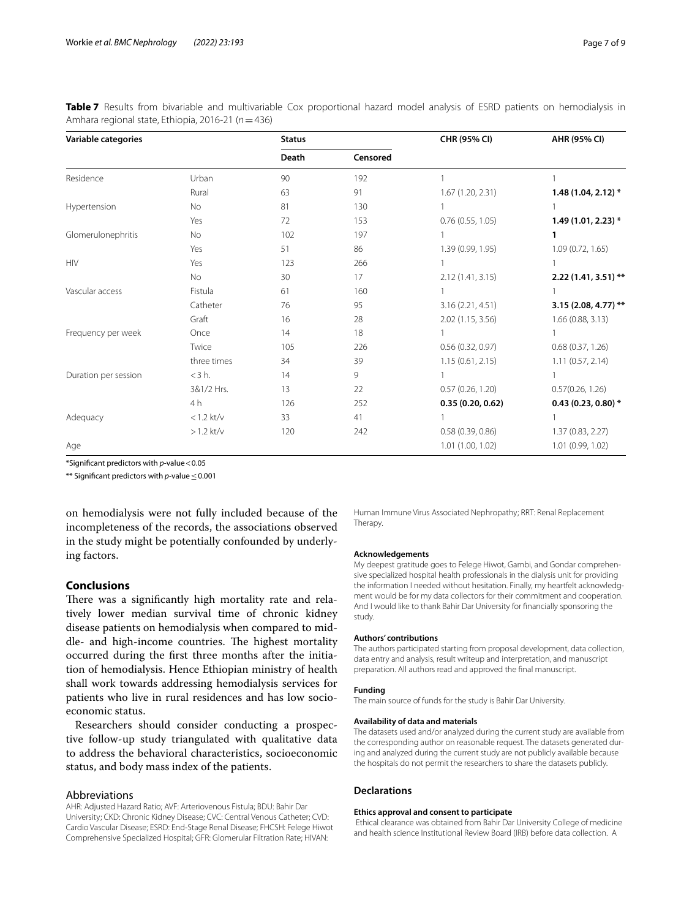**Table 7** Results from bivariable and multivariable Cox proportional hazard model analysis of ESRD patients on hemodialysis in Amhara regional state, Ethiopia, 2016-21 ($n = 436$)

| Variable categories | | Status | | CHR (95% CI) | AHR (95% CI) |
|---|---|---|---|---|---|
| | | Death | Censored | | |
| Residence | Urban | 90 | 192 | 1 | 1 |
| | Rural | 63 | 91 | 1.67 (1.20, 2.31) | **1.48 (1.04, 2.12) *** |
| Hypertension | No | 81 | 130 | 1 | 1 |
| | Yes | 72 | 153 | 0.76 (0.55, 1.05) | **1.49 (1.01, 2.23) *** |
| Glomerulonephritis | No | 102 | 197 | 1 | **1** |
| | Yes | 51 | 86 | 1.39 (0.99, 1.95) | 1.09 (0.72, 1.65) |
| HIV | Yes | 123 | 266 | 1 | 1 |
| | No | 30 | 17 | 2.12 (1.41, 3.15) | **2.22 (1.41, 3.51) **** |
| Vascular access | Fistula | 61 | 160 | 1 | 1 |
| | Catheter | 76 | 95 | 3.16 (2.21, 4.51) | **3.15 (2.08, 4.77) **** |
| | Graft | 16 | 28 | 2.02 (1.15, 3.56) | 1.66 (0.88, 3.13) |
| Frequency per week | Once | 14 | 18 | 1 | 1 |
| | Twice | 105 | 226 | 0.56 (0.32, 0.97) | 0.68 (0.37, 1.26) |
| | three times | 34 | 39 | 1.15 (0.61, 2.15) | 1.11 (0.57, 2.14) |
| Duration per session | < 3 h. | 14 | 9 | 1 | 1 |
| | 3&1/2 Hrs. | 13 | 22 | 0.57 (0.26, 1.20) | 0.57(0.26, 1.26) |
| | 4 h | 126 | 252 | **0.35 (0.20, 0.62)** | **0.43 (0.23, 0.80) *** |
| Adequacy | < 1.2 kt/v | 33 | 41 | 1 | 1 |
| | > 1.2 kt/v | 120 | 242 | 0.58 (0.39, 0.86) | 1.37 (0.83, 2.27) |
| Age | | | | 1.01 (1.00, 1.02) | 1.01 (0.99, 1.02) |

*Significant predictors with $p$-value < 0.05

** Significant predictors with $p$-value ≤ 0.001

on hemodialysis were not fully included because of the incompleteness of the records, the associations observed in the study might be potentially confounded by underlying factors.

## Conclusions

There was a significantly high mortality rate and relatively lower median survival time of chronic kidney disease patients on hemodialysis when compared to middle- and high-income countries. The highest mortality occurred during the first three months after the initiation of hemodialysis. Hence Ethiopian ministry of health shall work towards addressing hemodialysis services for patients who live in rural residences and has low socioeconomic status.

Researchers should consider conducting a prospective follow-up study triangulated with qualitative data to address the behavioral characteristics, socioeconomic status, and body mass index of the patients.

## Abbreviations

AHR: Adjusted Hazard Ratio; AVF: Arteriovenous Fistula; BDU: Bahir Dar University; CKD: Chronic Kidney Disease; CVC: Central Venous Catheter; CVD: Cardio Vascular Disease; ESRD: End-Stage Renal Disease; FHCSH: Felege Hiwot Comprehensive Specialized Hospital; GFR: Glomerular Filtration Rate; HIVAN: Human Immune Virus Associated Nephropathy; RRT: Renal Replacement Therapy.

### Acknowledgements

My deepest gratitude goes to Felege Hiwot, Gambi, and Gondar comprehensive specialized hospital health professionals in the dialysis unit for providing the information I needed without hesitation. Finally, my heartfelt acknowledgment would be for my data collectors for their commitment and cooperation. And I would like to thank Bahir Dar University for financially sponsoring the study.

### Authors' contributions

The authors participated starting from proposal development, data collection, data entry and analysis, result writeup and interpretation, and manuscript preparation. All authors read and approved the final manuscript.

### Funding

The main source of funds for the study is Bahir Dar University.

### Availability of data and materials

The datasets used and/or analyzed during the current study are available from the corresponding author on reasonable request. The datasets generated during and analyzed during the current study are not publicly available because the hospitals do not permit the researchers to share the datasets publicly.

## Declarations

### Ethics approval and consent to participate

Ethical clearance was obtained from Bahir Dar University College of medicine and health science Institutional Review Board (IRB) before data collection. A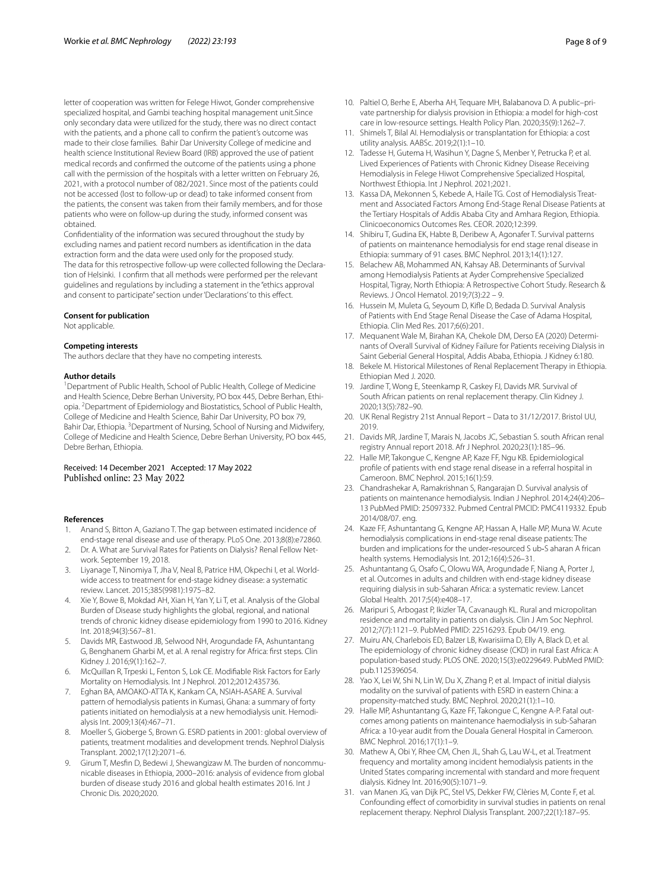letter of cooperation was written for Felege Hiwot, Gonder comprehensive specialized hospital, and Gambi teaching hospital management unit.Since only secondary data were utilized for the study, there was no direct contact with the patients, and a phone call to confirm the patient's outcome was made to their close families. Bahir Dar University College of medicine and health science Institutional Review Board (IRB) approved the use of patient medical records and confirmed the outcome of the patients using a phone call with the permission of the hospitals with a letter written on February 26, 2021, with a protocol number of 082/2021. Since most of the patients could not be accessed (lost to follow-up or dead) to take informed consent from the patients, the consent was taken from their family members, and for those patients who were on follow-up during the study, informed consent was obtained.

Confidentiality of the information was secured throughout the study by excluding names and patient record numbers as identification in the data extraction form and the data were used only for the proposed study.

The data for this retrospective follow-up were collected following the Declaration of Helsinki. I confirm that all methods were performed per the relevant guidelines and regulations by including a statement in the "ethics approval and consent to participate" section under 'Declarations' to this effect.

### Consent for publication

Not applicable.

### Competing interests

The authors declare that they have no competing interests.

### Author details

[1]Department of Public Health, School of Public Health, College of Medicine and Health Science, Debre Berhan University, PO box 445, Debre Berhan, Ethiopia. [2]Department of Epidemiology and Biostatistics, School of Public Health, College of Medicine and Health Science, Bahir Dar University, PO box 79, Bahir Dar, Ethiopia. [3]Department of Nursing, School of Nursing and Midwifery, College of Medicine and Health Science, Debre Berhan University, PO box 445, Debre Berhan, Ethiopia.

Received: 14 December 2021 Accepted: 17 May 2022
Published online: 23 May 2022

### References

1. Anand S, Bitton A, Gaziano T. The gap between estimated incidence of end-stage renal disease and use of therapy. PLoS One. 2013;8(8):e72860.
2. Dr. A. What are Survival Rates for Patients on Dialysis? Renal Fellow Network. September 19, 2018.
3. Liyanage T, Ninomiya T, Jha V, Neal B, Patrice HM, Okpechi I, et al. Worldwide access to treatment for end-stage kidney disease: a systematic review. Lancet. 2015;385(9981):1975–82.
4. Xie Y, Bowe B, Mokdad AH, Xian H, Yan Y, Li T, et al. Analysis of the Global Burden of Disease study highlights the global, regional, and national trends of chronic kidney disease epidemiology from 1990 to 2016. Kidney Int. 2018;94(3):567–81.
5. Davids MR, Eastwood JB, Selwood NH, Arogundade FA, Ashuntantang G, Benghanem Gharbi M, et al. A renal registry for Africa: first steps. Clin Kidney J. 2016;9(1):162–7.
6. McQuillan R, Trpeski L, Fenton S, Lok CE. Modifiable Risk Factors for Early Mortality on Hemodialysis. Int J Nephrol. 2012;2012:435736.
7. Eghan BA, AMOAKO-ATTA K, Kankam CA, NSIAH-ASARE A. Survival pattern of hemodialysis patients in Kumasi, Ghana: a summary of forty patients initiated on hemodialysis at a new hemodialysis unit. Hemodialysis Int. 2009;13(4):467–71.
8. Moeller S, Gioberge S, Brown G. ESRD patients in 2001: global overview of patients, treatment modalities and development trends. Nephrol Dialysis Transplant. 2002;17(12):2071–6.
9. Girum T, Mesfin D, Bedewi J, Shewangizaw M. The burden of noncommunicable diseases in Ethiopia, 2000–2016: analysis of evidence from global burden of disease study 2016 and global health estimates 2016. Int J Chronic Dis. 2020;2020.
10. Paltiel O, Berhe E, Aberha AH, Tequare MH, Balabanova D. A public–private partnership for dialysis provision in Ethiopia: a model for high-cost care in low-resource settings. Health Policy Plan. 2020;35(9):1262–7.
11. Shimels T, Bilal AI. Hemodialysis or transplantation for Ethiopia: a cost utility analysis. AABSc. 2019;2(1):1–10.
12. Tadesse H, Gutema H, Wasihun Y, Dagne S, Menber Y, Petrucka P, et al. Lived Experiences of Patients with Chronic Kidney Disease Receiving Hemodialysis in Felege Hiwot Comprehensive Specialized Hospital, Northwest Ethiopia. Int J Nephrol. 2021;2021.
13. Kassa DA, Mekonnen S, Kebede A, Haile TG. Cost of Hemodialysis Treatment and Associated Factors Among End-Stage Renal Disease Patients at the Tertiary Hospitals of Addis Ababa City and Amhara Region, Ethiopia. Clinicoeconomics Outcomes Res. CEOR. 2020;12:399.
14. Shibiru T, Gudina EK, Habte B, Deribew A, Agonafer T. Survival patterns of patients on maintenance hemodialysis for end stage renal disease in Ethiopia: summary of 91 cases. BMC Nephrol. 2013;14(1):127.
15. Belachew AB, Mohammed AN, Kahsay AB. Determinants of Survival among Hemodialysis Patients at Ayder Comprehensive Specialized Hospital, Tigray, North Ethiopia: A Retrospective Cohort Study. Research & Reviews. J Oncol Hematol. 2019;7(3):22 – 9.
16. Hussein M, Muleta G, Seyoum D, Kifle D, Bedada D. Survival Analysis of Patients with End Stage Renal Disease the Case of Adama Hospital, Ethiopia. Clin Med Res. 2017;6(6):201.
17. Mequanent Wale M, Birahan KA, Chekole DM, Derso EA (2020) Determinants of Overall Survival of Kidney Failure for Patients receiving Dialysis in Saint Geberial General Hospital, Addis Ababa, Ethiopia. J Kidney 6:180.
18. Bekele M. Historical Milestones of Renal Replacement Therapy in Ethiopia. Ethiopian Med J. 2020.
19. Jardine T, Wong E, Steenkamp R, Caskey FJ, Davids MR. Survival of South African patients on renal replacement therapy. Clin Kidney J. 2020;13(5):782–90.
20. UK Renal Registry 21st Annual Report – Data to 31/12/2017. Bristol UU, 2019.
21. Davids MR, Jardine T, Marais N, Jacobs JC, Sebastian S. south African renal registry Annual report 2018. Afr J Nephrol. 2020;23(1):185–96.
22. Halle MP, Takongue C, Kengne AP, Kaze FF, Ngu KB. Epidemiological profile of patients with end stage renal disease in a referral hospital in Cameroon. BMC Nephrol. 2015;16(1):59.
23. Chandrashekar A, Ramakrishnan S, Rangarajan D. Survival analysis of patients on maintenance hemodialysis. Indian J Nephrol. 2014;24(4):206–13 PubMed PMID: 25097332. Pubmed Central PMCID: PMC4119332. Epub 2014/08/07. eng.
24. Kaze FF, Ashuntantang G, Kengne AP, Hassan A, Halle MP, Muna W. Acute hemodialysis complications in end-stage renal disease patients: The burden and implications for the under-resourced S ub-S aharan A frican health systems. Hemodialysis Int. 2012;16(4):526–31.
25. Ashuntantang G, Osafo C, Olowu WA, Arogundade F, Niang A, Porter J, et al. Outcomes in adults and children with end-stage kidney disease requiring dialysis in sub-Saharan Africa: a systematic review. Lancet Global Health. 2017;5(4):e408–17.
26. Maripuri S, Arbogast P, Ikizler TA, Cavanaugh KL. Rural and micropolitan residence and mortality in patients on dialysis. Clin J Am Soc Nephrol. 2012;7(7):1121–9. PubMed PMID: 22516293. Epub 04/19. eng.
27. Muiru AN, Charlebois ED, Balzer LB, Kwarisiima D, Elly A, Black D, et al. The epidemiology of chronic kidney disease (CKD) in rural East Africa: A population-based study. PLOS ONE. 2020;15(3):e0229649. PubMed PMID: pub.1125396054.
28. Yao X, Lei W, Shi N, Lin W, Du X, Zhang P, et al. Impact of initial dialysis modality on the survival of patients with ESRD in eastern China: a propensity-matched study. BMC Nephrol. 2020;21(1):1–10.
29. Halle MP, Ashuntantang G, Kaze FF, Takongue C, Kengne A-P. Fatal outcomes among patients on maintenance haemodialysis in sub-Saharan Africa: a 10-year audit from the Douala General Hospital in Cameroon. BMC Nephrol. 2016;17(1):1–9.
30. Mathew A, Obi Y, Rhee CM, Chen JL, Shah G, Lau W-L, et al. Treatment frequency and mortality among incident hemodialysis patients in the United States comparing incremental with standard and more frequent dialysis. Kidney Int. 2016;90(5):1071–9.
31. van Manen JG, van Dijk PC, Stel VS, Dekker FW, Clèries M, Conte F, et al. Confounding effect of comorbidity in survival studies in patients on renal replacement therapy. Nephrol Dialysis Transplant. 2007;22(1):187–95.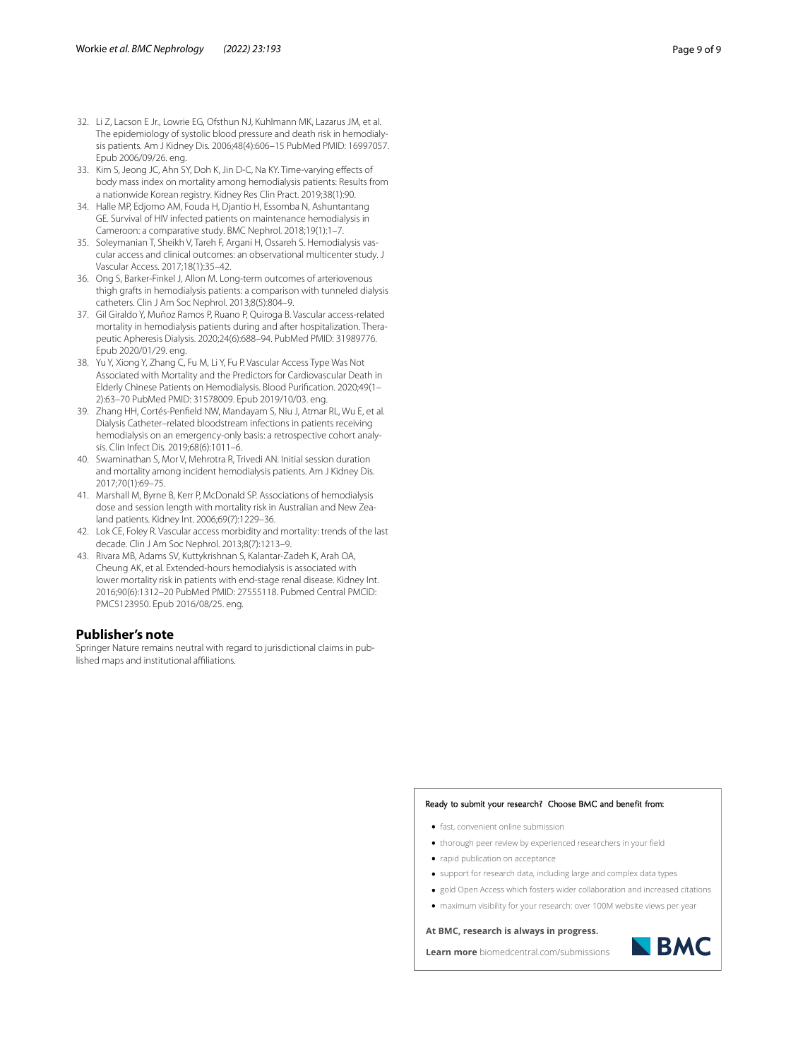32. Li Z, Lacson E Jr., Lowrie EG, Ofsthun NJ, Kuhlmann MK, Lazarus JM, et al. The epidemiology of systolic blood pressure and death risk in hemodialysis patients. Am J Kidney Dis. 2006;48(4):606–15 PubMed PMID: 16997057. Epub 2006/09/26. eng.
33. Kim S, Jeong JC, Ahn SY, Doh K, Jin D-C, Na KY. Time-varying effects of body mass index on mortality among hemodialysis patients: Results from a nationwide Korean registry. Kidney Res Clin Pract. 2019;38(1):90.
34. Halle MP, Edjomo AM, Fouda H, Djantio H, Essomba N, Ashuntantang GE. Survival of HIV infected patients on maintenance hemodialysis in Cameroon: a comparative study. BMC Nephrol. 2018;19(1):1–7.
35. Soleymanian T, Sheikh V, Tareh F, Argani H, Ossareh S. Hemodialysis vascular access and clinical outcomes: an observational multicenter study. J Vascular Access. 2017;18(1):35–42.
36. Ong S, Barker-Finkel J, Allon M. Long-term outcomes of arteriovenous thigh grafts in hemodialysis patients: a comparison with tunneled dialysis catheters. Clin J Am Soc Nephrol. 2013;8(5):804–9.
37. Gil Giraldo Y, Muñoz Ramos P, Ruano P, Quiroga B. Vascular access-related mortality in hemodialysis patients during and after hospitalization. Therapeutic Apheresis Dialysis. 2020;24(6):688–94. PubMed PMID: 31989776. Epub 2020/01/29. eng.
38. Yu Y, Xiong Y, Zhang C, Fu M, Li Y, Fu P. Vascular Access Type Was Not Associated with Mortality and the Predictors for Cardiovascular Death in Elderly Chinese Patients on Hemodialysis. Blood Purification. 2020;49(1–2):63–70 PubMed PMID: 31578009. Epub 2019/10/03. eng.
39. Zhang HH, Cortés-Penfield NW, Mandayam S, Niu J, Atmar RL, Wu E, et al. Dialysis Catheter–related bloodstream infections in patients receiving hemodialysis on an emergency-only basis: a retrospective cohort analysis. Clin Infect Dis. 2019;68(6):1011–6.
40. Swaminathan S, Mor V, Mehrotra R, Trivedi AN. Initial session duration and mortality among incident hemodialysis patients. Am J Kidney Dis. 2017;70(1):69–75.
41. Marshall M, Byrne B, Kerr P, McDonald SP. Associations of hemodialysis dose and session length with mortality risk in Australian and New Zealand patients. Kidney Int. 2006;69(7):1229–36.
42. Lok CE, Foley R. Vascular access morbidity and mortality: trends of the last decade. Clin J Am Soc Nephrol. 2013;8(7):1213–9.
43. Rivara MB, Adams SV, Kuttykrishnan S, Kalantar-Zadeh K, Arah OA, Cheung AK, et al. Extended-hours hemodialysis is associated with lower mortality risk in patients with end-stage renal disease. Kidney Int. 2016;90(6):1312–20 PubMed PMID: 27555118. Pubmed Central PMCID: PMC5123950. Epub 2016/08/25. eng.

## Publisher's note

Springer Nature remains neutral with regard to jurisdictional claims in published maps and institutional affiliations.

Ready to submit your research? Choose BMC and benefit from:

- fast, convenient online submission
- thorough peer review by experienced researchers in your field
- rapid publication on acceptance
- support for research data, including large and complex data types
- gold Open Access which fosters wider collaboration and increased citations
- maximum visibility for your research: over 100M website views per year

**At BMC, research is always in progress.**

**Learn more** biomedcentral.com/submissions

BMC